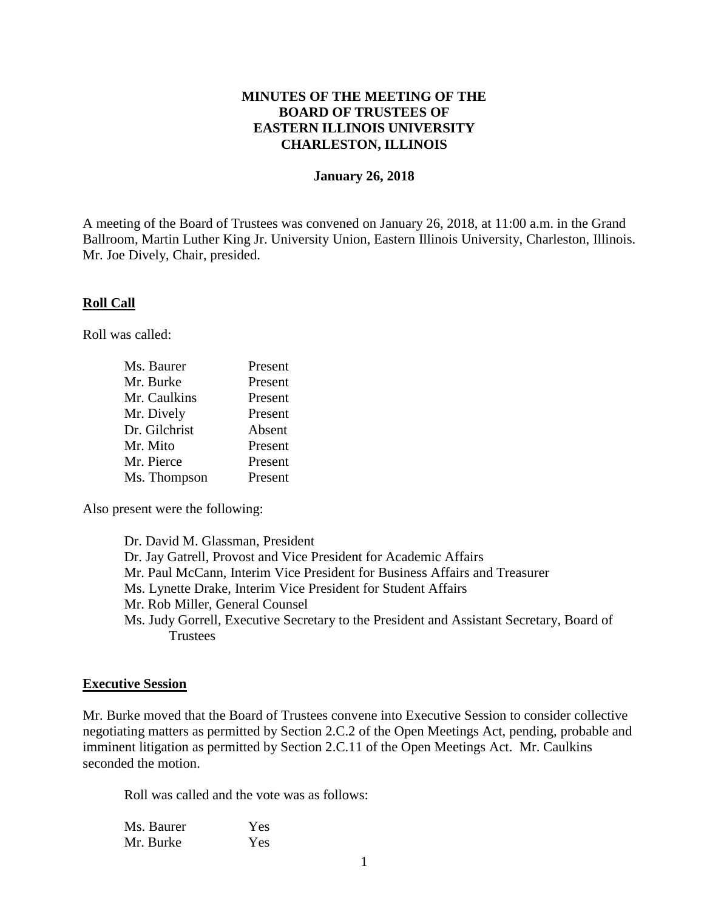# MINUTES OF THE MEETING OF THE BOARD OF TRUSTEES OF EASTERN ILLINOIS UNIVERSITY CHARLESTON, ILLINOIS

**January 26, 2018**

A meeting of the Board of Trustees was convened on January 26, 2018, at 11:00 a.m. in the Grand Ballroom, Martin Luther King Jr. University Union, Eastern Illinois University, Charleston, Illinois. Mr. Joe Dively, Chair, presided.

## Roll Call

Roll was called:

| | |
|---|---|
| Ms. Baurer | Present |
| Mr. Burke | Present |
| Mr. Caulkins | Present |
| Mr. Dively | Present |
| Dr. Gilchrist | Absent |
| Mr. Mito | Present |
| Mr. Pierce | Present |
| Ms. Thompson | Present |

Also present were the following:

- Dr. David M. Glassman, President
- Dr. Jay Gatrell, Provost and Vice President for Academic Affairs
- Mr. Paul McCann, Interim Vice President for Business Affairs and Treasurer
- Ms. Lynette Drake, Interim Vice President for Student Affairs
- Mr. Rob Miller, General Counsel
- Ms. Judy Gorrell, Executive Secretary to the President and Assistant Secretary, Board of Trustees

## Executive Session

Mr. Burke moved that the Board of Trustees convene into Executive Session to consider collective negotiating matters as permitted by Section 2.C.2 of the Open Meetings Act, pending, probable and imminent litigation as permitted by Section 2.C.11 of the Open Meetings Act. Mr. Caulkins seconded the motion.

Roll was called and the vote was as follows:

| | |
|---|---|
| Ms. Baurer | Yes |
| Mr. Burke | Yes |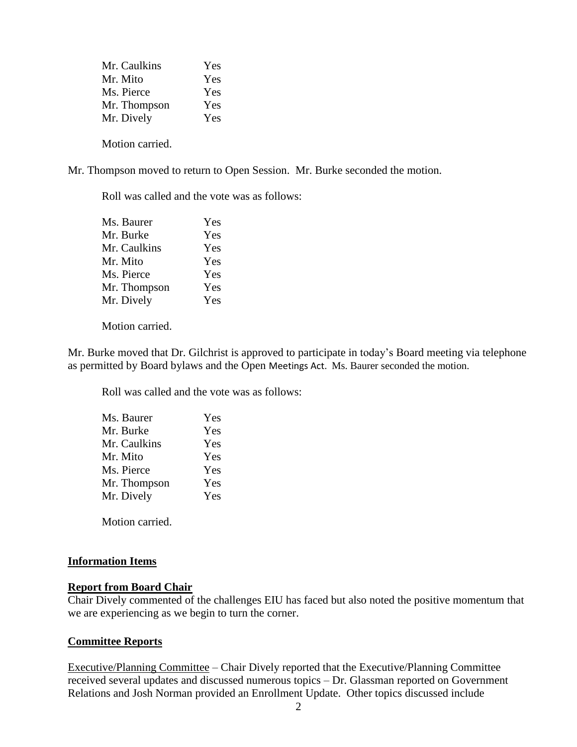| | |
|---|---|
| Mr. Caulkins | Yes |
| Mr. Mito | Yes |
| Ms. Pierce | Yes |
| Mr. Thompson | Yes |
| Mr. Dively | Yes |

Motion carried.

Mr. Thompson moved to return to Open Session. Mr. Burke seconded the motion.

Roll was called and the vote was as follows:

| | |
|---|---|
| Ms. Baurer | Yes |
| Mr. Burke | Yes |
| Mr. Caulkins | Yes |
| Mr. Mito | Yes |
| Ms. Pierce | Yes |
| Mr. Thompson | Yes |
| Mr. Dively | Yes |

Motion carried.

Mr. Burke moved that Dr. Gilchrist is approved to participate in today's Board meeting via telephone as permitted by Board bylaws and the Open Meetings Act. Ms. Baurer seconded the motion.

Roll was called and the vote was as follows:

| | |
|---|---|
| Ms. Baurer | Yes |
| Mr. Burke | Yes |
| Mr. Caulkins | Yes |
| Mr. Mito | Yes |
| Ms. Pierce | Yes |
| Mr. Thompson | Yes |
| Mr. Dively | Yes |

Motion carried.

## Information Items

### Report from Board Chair

Chair Dively commented of the challenges EIU has faced but also noted the positive momentum that we are experiencing as we begin to turn the corner.

### Committee Reports

Executive/Planning Committee – Chair Dively reported that the Executive/Planning Committee received several updates and discussed numerous topics – Dr. Glassman reported on Government Relations and Josh Norman provided an Enrollment Update. Other topics discussed include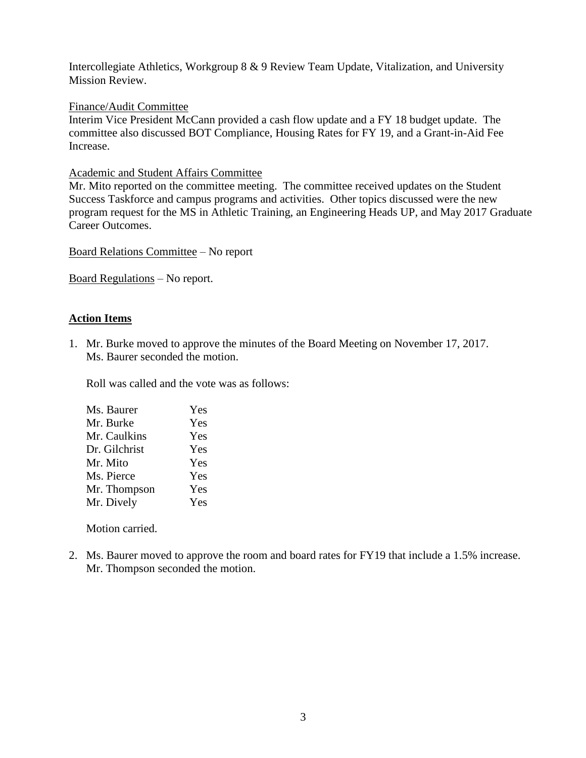Intercollegiate Athletics, Workgroup 8 & 9 Review Team Update, Vitalization, and University Mission Review.

<u>Finance/Audit Committee</u>
Interim Vice President McCann provided a cash flow update and a FY 18 budget update. The committee also discussed BOT Compliance, Housing Rates for FY 19, and a Grant-in-Aid Fee Increase.

<u>Academic and Student Affairs Committee</u>
Mr. Mito reported on the committee meeting. The committee received updates on the Student Success Taskforce and campus programs and activities. Other topics discussed were the new program request for the MS in Athletic Training, an Engineering Heads UP, and May 2017 Graduate Career Outcomes.

<u>Board Relations Committee</u> – No report

<u>Board Regulations</u> – No report.

## **<u>Action Items</u>**

1. Mr. Burke moved to approve the minutes of the Board Meeting on November 17, 2017. Ms. Baurer seconded the motion.

   Roll was called and the vote was as follows:

   | | |
   |---|---|
   | Ms. Baurer | Yes |
   | Mr. Burke | Yes |
   | Mr. Caulkins | Yes |
   | Dr. Gilchrist | Yes |
   | Mr. Mito | Yes |
   | Ms. Pierce | Yes |
   | Mr. Thompson | Yes |
   | Mr. Dively | Yes |

   Motion carried.

2. Ms. Baurer moved to approve the room and board rates for FY19 that include a 1.5% increase. Mr. Thompson seconded the motion.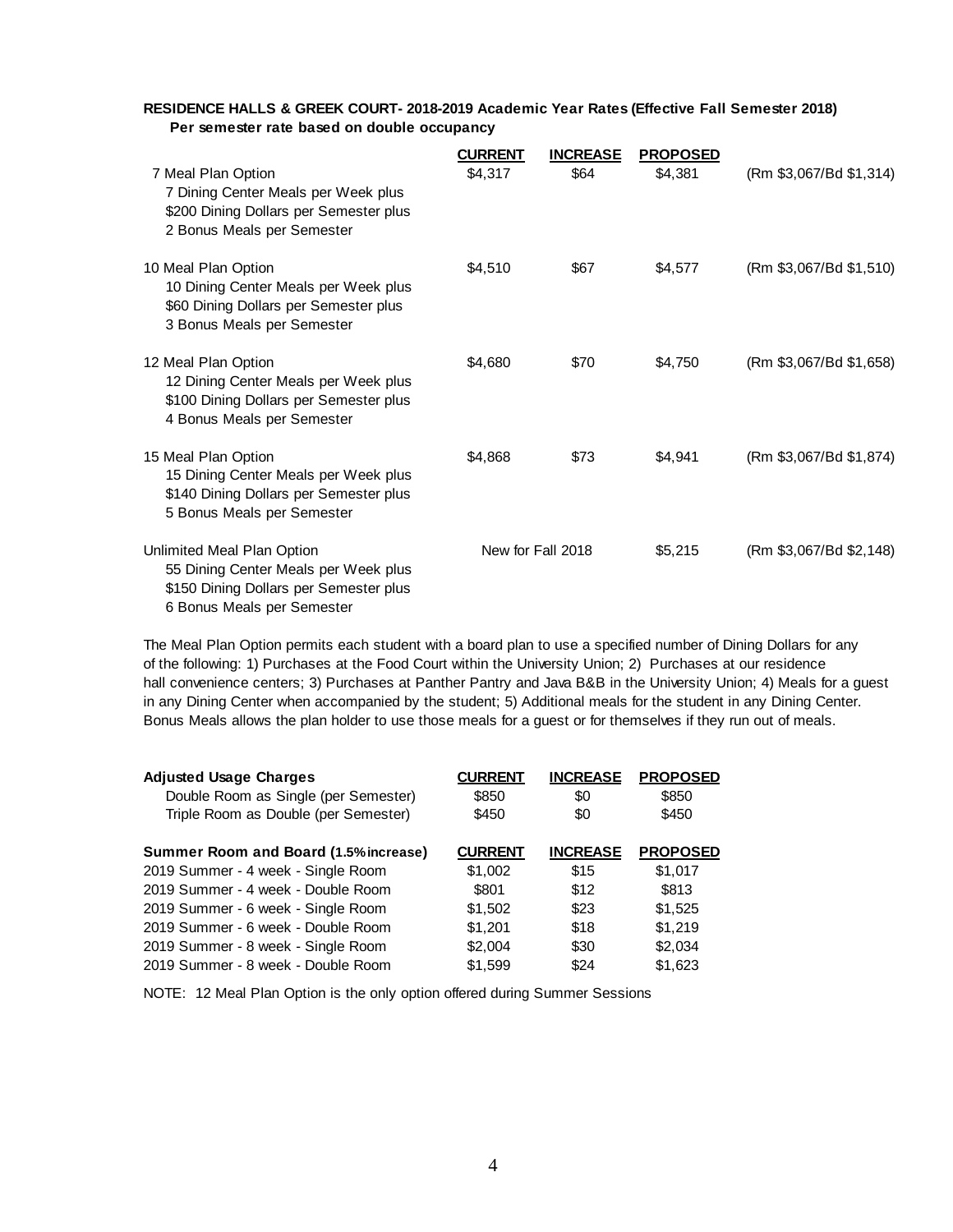**RESIDENCE HALLS & GREEK COURT- 2018-2019 Academic Year Rates (Effective Fall Semester 2018)**
**Per semester rate based on double occupancy**

| | CURRENT | INCREASE | PROPOSED | |
|---|---|---|---|---|
| 7 Meal Plan Option<br>7 Dining Center Meals per Week plus<br>$200 Dining Dollars per Semester plus<br>2 Bonus Meals per Semester | $4,317 | $64 | $4,381 | (Rm $3,067/Bd $1,314) |
| 10 Meal Plan Option<br>10 Dining Center Meals per Week plus<br>$60 Dining Dollars per Semester plus<br>3 Bonus Meals per Semester | $4,510 | $67 | $4,577 | (Rm $3,067/Bd $1,510) |
| 12 Meal Plan Option<br>12 Dining Center Meals per Week plus<br>$100 Dining Dollars per Semester plus<br>4 Bonus Meals per Semester | $4,680 | $70 | $4,750 | (Rm $3,067/Bd $1,658) |
| 15 Meal Plan Option<br>15 Dining Center Meals per Week plus<br>$140 Dining Dollars per Semester plus<br>5 Bonus Meals per Semester | $4,868 | $73 | $4,941 | (Rm $3,067/Bd $1,874) |
| Unlimited Meal Plan Option<br>55 Dining Center Meals per Week plus<br>$150 Dining Dollars per Semester plus<br>6 Bonus Meals per Semester | New for Fall 2018 | | $5,215 | (Rm $3,067/Bd $2,148) |

The Meal Plan Option permits each student with a board plan to use a specified number of Dining Dollars for any of the following: 1) Purchases at the Food Court within the University Union; 2) Purchases at our residence hall convenience centers; 3) Purchases at Panther Pantry and Java B&B in the University Union; 4) Meals for a guest in any Dining Center when accompanied by the student; 5) Additional meals for the student in any Dining Center. Bonus Meals allows the plan holder to use those meals for a guest or for themselves if they run out of meals.

| **Adjusted Usage Charges** | CURRENT | INCREASE | PROPOSED |
|---|---|---|---|
| Double Room as Single (per Semester) | $850 | $0 | $850 |
| Triple Room as Double (per Semester) | $450 | $0 | $450 |

| **Summer Room and Board (1.5% increase)** | CURRENT | INCREASE | PROPOSED |
|---|---|---|---|
| 2019 Summer - 4 week - Single Room | $1,002 | $15 | $1,017 |
| 2019 Summer - 4 week - Double Room | $801 | $12 | $813 |
| 2019 Summer - 6 week - Single Room | $1,502 | $23 | $1,525 |
| 2019 Summer - 6 week - Double Room | $1,201 | $18 | $1,219 |
| 2019 Summer - 8 week - Single Room | $2,004 | $30 | $2,034 |
| 2019 Summer - 8 week - Double Room | $1,599 | $24 | $1,623 |

NOTE: 12 Meal Plan Option is the only option offered during Summer Sessions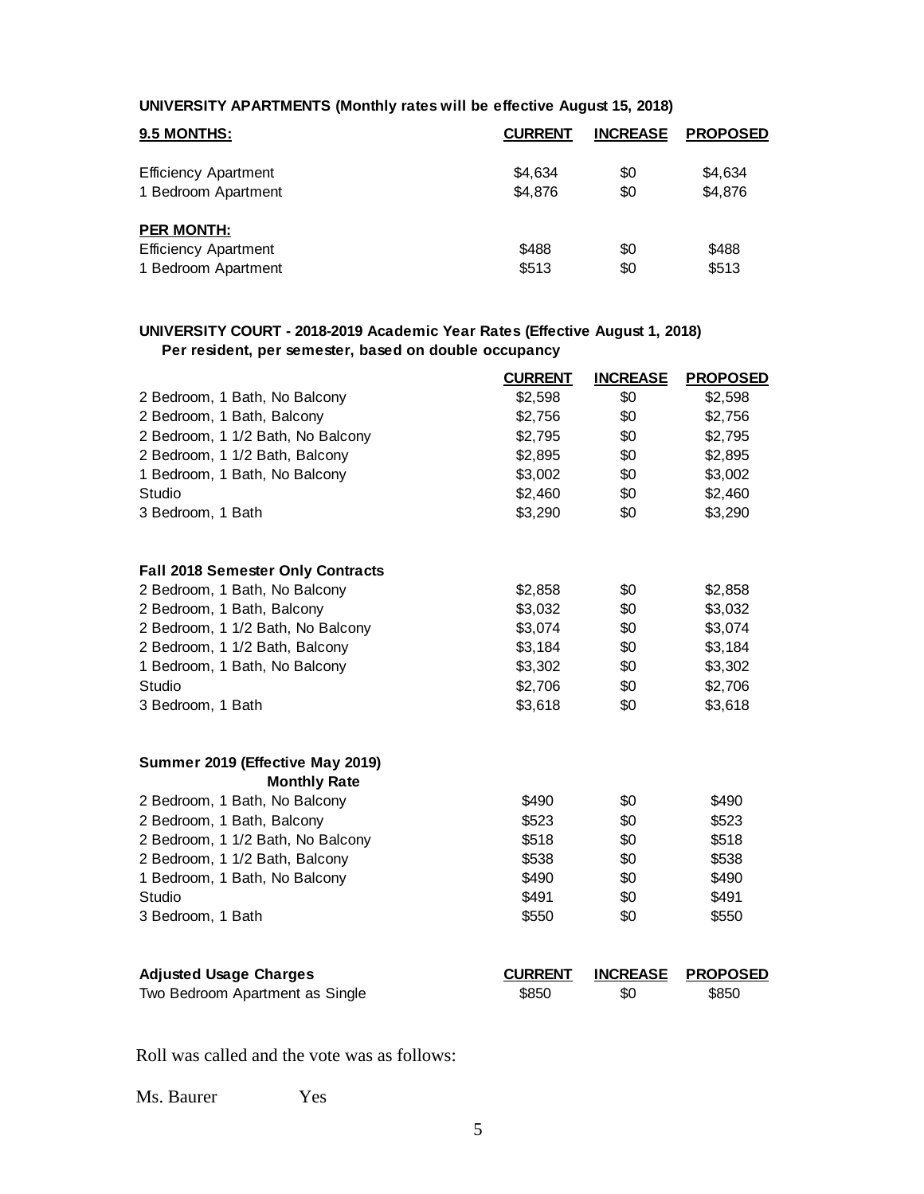**UNIVERSITY APARTMENTS (Monthly rates will be effective August 15, 2018)**

| 9.5 MONTHS: | CURRENT | INCREASE | PROPOSED |
|---|---|---|---|
| Efficiency Apartment | $4,634 | $0 | $4,634 |
| 1 Bedroom Apartment | $4,876 | $0 | $4,876 |
| **PER MONTH:** | | | |
| Efficiency Apartment | $488 | $0 | $488 |
| 1 Bedroom Apartment | $513 | $0 | $513 |

**UNIVERSITY COURT - 2018-2019 Academic Year Rates (Effective August 1, 2018)**
**Per resident, per semester, based on double occupancy**

| | CURRENT | INCREASE | PROPOSED |
|---|---|---|---|
| 2 Bedroom, 1 Bath, No Balcony | $2,598 | $0 | $2,598 |
| 2 Bedroom, 1 Bath, Balcony | $2,756 | $0 | $2,756 |
| 2 Bedroom, 1 1/2 Bath, No Balcony | $2,795 | $0 | $2,795 |
| 2 Bedroom, 1 1/2 Bath, Balcony | $2,895 | $0 | $2,895 |
| 1 Bedroom, 1 Bath, No Balcony | $3,002 | $0 | $3,002 |
| Studio | $2,460 | $0 | $2,460 |
| 3 Bedroom, 1 Bath | $3,290 | $0 | $3,290 |
| **Fall 2018 Semester Only Contracts** | | | |
| 2 Bedroom, 1 Bath, No Balcony | $2,858 | $0 | $2,858 |
| 2 Bedroom, 1 Bath, Balcony | $3,032 | $0 | $3,032 |
| 2 Bedroom, 1 1/2 Bath, No Balcony | $3,074 | $0 | $3,074 |
| 2 Bedroom, 1 1/2 Bath, Balcony | $3,184 | $0 | $3,184 |
| 1 Bedroom, 1 Bath, No Balcony | $3,302 | $0 | $3,302 |
| Studio | $2,706 | $0 | $2,706 |
| 3 Bedroom, 1 Bath | $3,618 | $0 | $3,618 |
| **Summer 2019 (Effective May 2019)** | | | |
| **Monthly Rate** | | | |
| 2 Bedroom, 1 Bath, No Balcony | $490 | $0 | $490 |
| 2 Bedroom, 1 Bath, Balcony | $523 | $0 | $523 |
| 2 Bedroom, 1 1/2 Bath, No Balcony | $518 | $0 | $518 |
| 2 Bedroom, 1 1/2 Bath, Balcony | $538 | $0 | $538 |
| 1 Bedroom, 1 Bath, No Balcony | $490 | $0 | $490 |
| Studio | $491 | $0 | $491 |
| 3 Bedroom, 1 Bath | $550 | $0 | $550 |

| Adjusted Usage Charges | CURRENT | INCREASE | PROPOSED |
|---|---|---|---|
| Two Bedroom Apartment as Single | $850 | $0 | $850 |

Roll was called and the vote was as follows:

Ms. Baurer Yes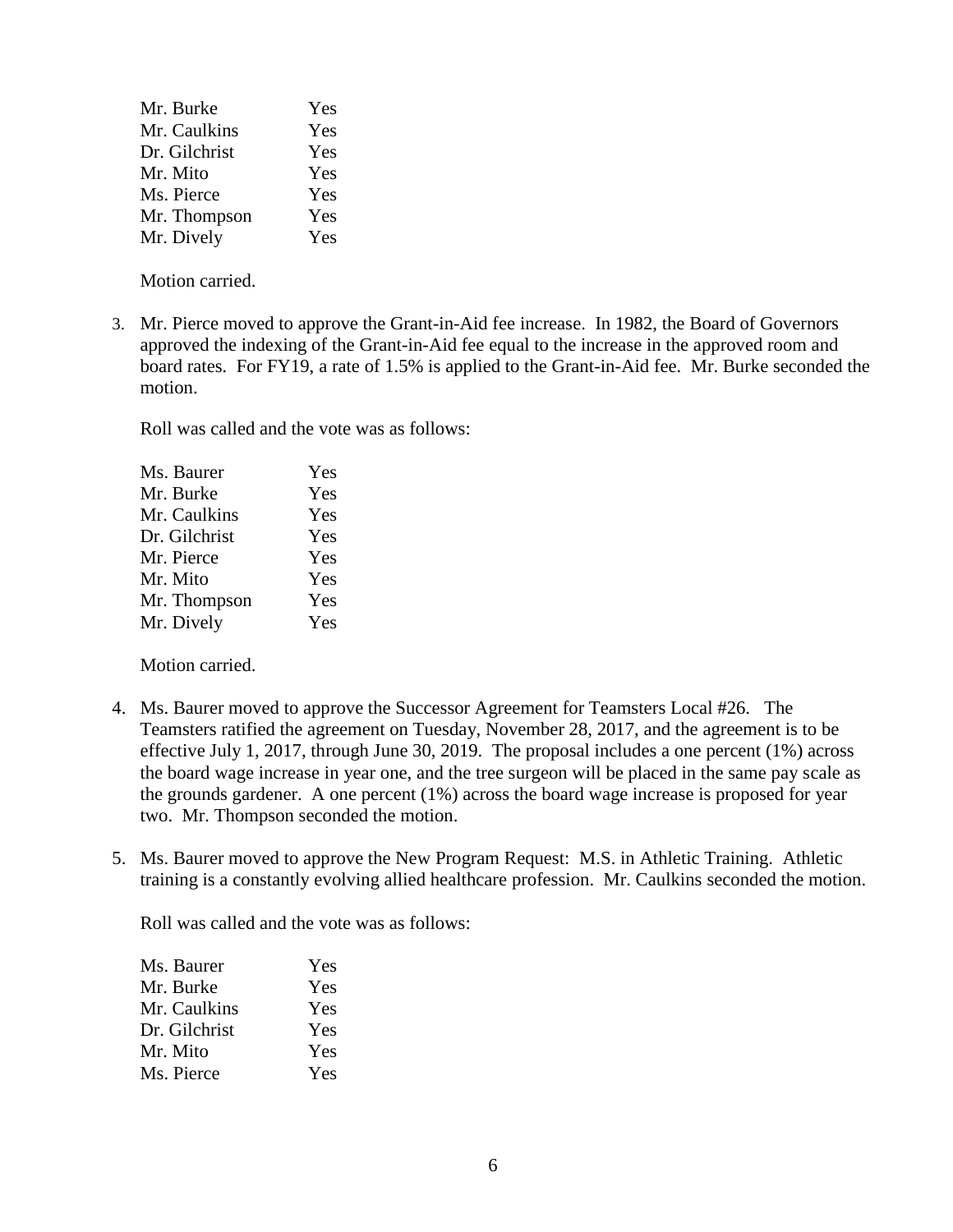| | |
|---|---|
| Mr. Burke | Yes |
| Mr. Caulkins | Yes |
| Dr. Gilchrist | Yes |
| Mr. Mito | Yes |
| Ms. Pierce | Yes |
| Mr. Thompson | Yes |
| Mr. Dively | Yes |

Motion carried.

3. Mr. Pierce moved to approve the Grant-in-Aid fee increase. In 1982, the Board of Governors approved the indexing of the Grant-in-Aid fee equal to the increase in the approved room and board rates. For FY19, a rate of 1.5% is applied to the Grant-in-Aid fee. Mr. Burke seconded the motion.

   Roll was called and the vote was as follows:

| | |
|---|---|
| Ms. Baurer | Yes |
| Mr. Burke | Yes |
| Mr. Caulkins | Yes |
| Dr. Gilchrist | Yes |
| Mr. Pierce | Yes |
| Mr. Mito | Yes |
| Mr. Thompson | Yes |
| Mr. Dively | Yes |

   Motion carried.

4. Ms. Baurer moved to approve the Successor Agreement for Teamsters Local #26. The Teamsters ratified the agreement on Tuesday, November 28, 2017, and the agreement is to be effective July 1, 2017, through June 30, 2019. The proposal includes a one percent (1%) across the board wage increase in year one, and the tree surgeon will be placed in the same pay scale as the grounds gardener. A one percent (1%) across the board wage increase is proposed for year two. Mr. Thompson seconded the motion.

5. Ms. Baurer moved to approve the New Program Request: M.S. in Athletic Training. Athletic training is a constantly evolving allied healthcare profession. Mr. Caulkins seconded the motion.

   Roll was called and the vote was as follows:

| | |
|---|---|
| Ms. Baurer | Yes |
| Mr. Burke | Yes |
| Mr. Caulkins | Yes |
| Dr. Gilchrist | Yes |
| Mr. Mito | Yes |
| Ms. Pierce | Yes |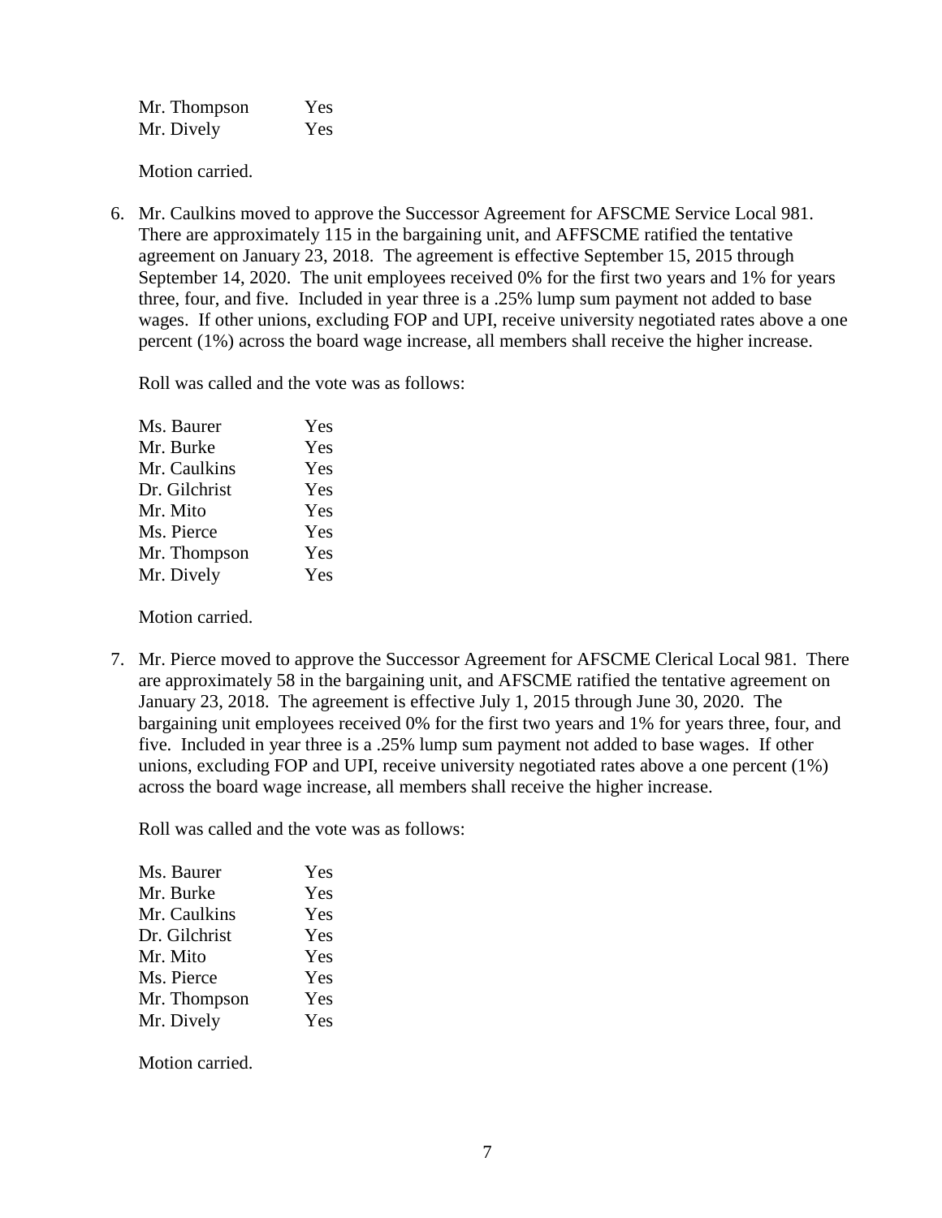| | |
|---|---|
| Mr. Thompson | Yes |
| Mr. Dively | Yes |

Motion carried.

6. Mr. Caulkins moved to approve the Successor Agreement for AFSCME Service Local 981. There are approximately 115 in the bargaining unit, and AFFSCME ratified the tentative agreement on January 23, 2018. The agreement is effective September 15, 2015 through September 14, 2020. The unit employees received 0% for the first two years and 1% for years three, four, and five. Included in year three is a .25% lump sum payment not added to base wages. If other unions, excluding FOP and UPI, receive university negotiated rates above a one percent (1%) across the board wage increase, all members shall receive the higher increase.

   Roll was called and the vote was as follows:

   | | |
   |---|---|
   | Ms. Baurer | Yes |
   | Mr. Burke | Yes |
   | Mr. Caulkins | Yes |
   | Dr. Gilchrist | Yes |
   | Mr. Mito | Yes |
   | Ms. Pierce | Yes |
   | Mr. Thompson | Yes |
   | Mr. Dively | Yes |

   Motion carried.

7. Mr. Pierce moved to approve the Successor Agreement for AFSCME Clerical Local 981. There are approximately 58 in the bargaining unit, and AFSCME ratified the tentative agreement on January 23, 2018. The agreement is effective July 1, 2015 through June 30, 2020. The bargaining unit employees received 0% for the first two years and 1% for years three, four, and five. Included in year three is a .25% lump sum payment not added to base wages. If other unions, excluding FOP and UPI, receive university negotiated rates above a one percent (1%) across the board wage increase, all members shall receive the higher increase.

   Roll was called and the vote was as follows:

   | | |
   |---|---|
   | Ms. Baurer | Yes |
   | Mr. Burke | Yes |
   | Mr. Caulkins | Yes |
   | Dr. Gilchrist | Yes |
   | Mr. Mito | Yes |
   | Ms. Pierce | Yes |
   | Mr. Thompson | Yes |
   | Mr. Dively | Yes |

   Motion carried.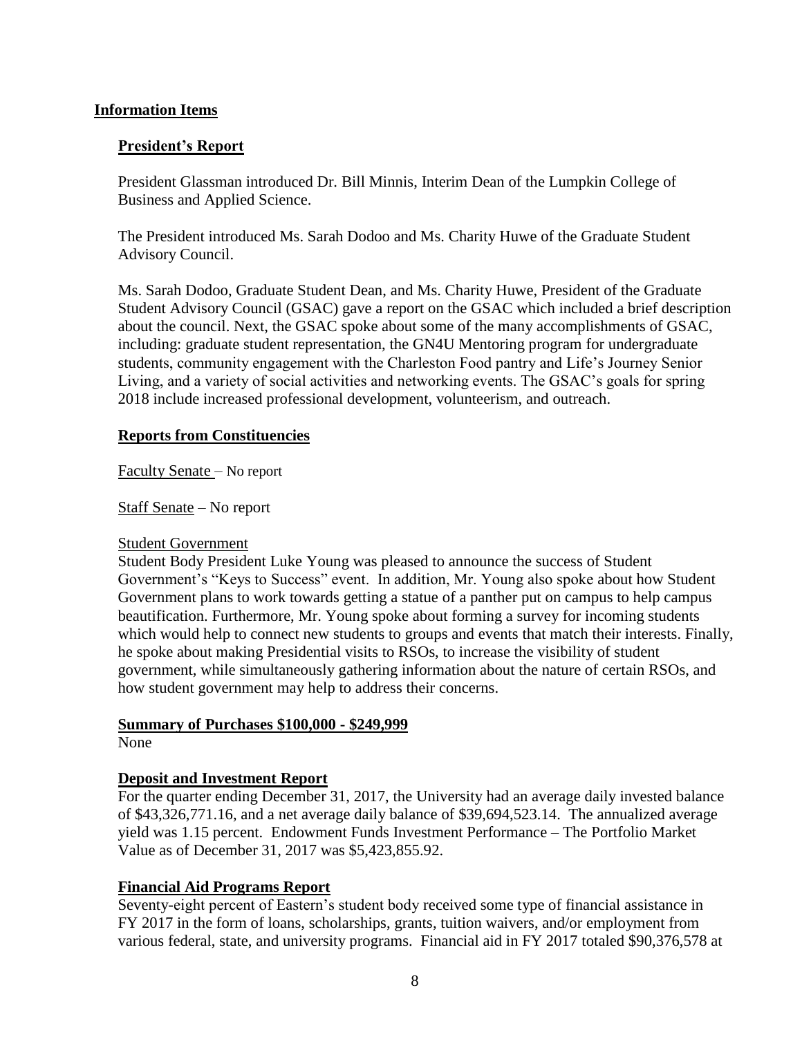## Information Items

### President's Report

President Glassman introduced Dr. Bill Minnis, Interim Dean of the Lumpkin College of Business and Applied Science.

The President introduced Ms. Sarah Dodoo and Ms. Charity Huwe of the Graduate Student Advisory Council.

Ms. Sarah Dodoo, Graduate Student Dean, and Ms. Charity Huwe, President of the Graduate Student Advisory Council (GSAC) gave a report on the GSAC which included a brief description about the council. Next, the GSAC spoke about some of the many accomplishments of GSAC, including: graduate student representation, the GN4U Mentoring program for undergraduate students, community engagement with the Charleston Food pantry and Life's Journey Senior Living, and a variety of social activities and networking events. The GSAC's goals for spring 2018 include increased professional development, volunteerism, and outreach.

### Reports from Constituencies

Faculty Senate – No report

Staff Senate – No report

Student Government

Student Body President Luke Young was pleased to announce the success of Student Government's "Keys to Success" event. In addition, Mr. Young also spoke about how Student Government plans to work towards getting a statue of a panther put on campus to help campus beautification. Furthermore, Mr. Young spoke about forming a survey for incoming students which would help to connect new students to groups and events that match their interests. Finally, he spoke about making Presidential visits to RSOs, to increase the visibility of student government, while simultaneously gathering information about the nature of certain RSOs, and how student government may help to address their concerns.

### Summary of Purchases $100,000 - $249,999

None

### Deposit and Investment Report

For the quarter ending December 31, 2017, the University had an average daily invested balance of $43,326,771.16, and a net average daily balance of $39,694,523.14. The annualized average yield was 1.15 percent. Endowment Funds Investment Performance – The Portfolio Market Value as of December 31, 2017 was $5,423,855.92.

### Financial Aid Programs Report

Seventy-eight percent of Eastern's student body received some type of financial assistance in FY 2017 in the form of loans, scholarships, grants, tuition waivers, and/or employment from various federal, state, and university programs. Financial aid in FY 2017 totaled $90,376,578 at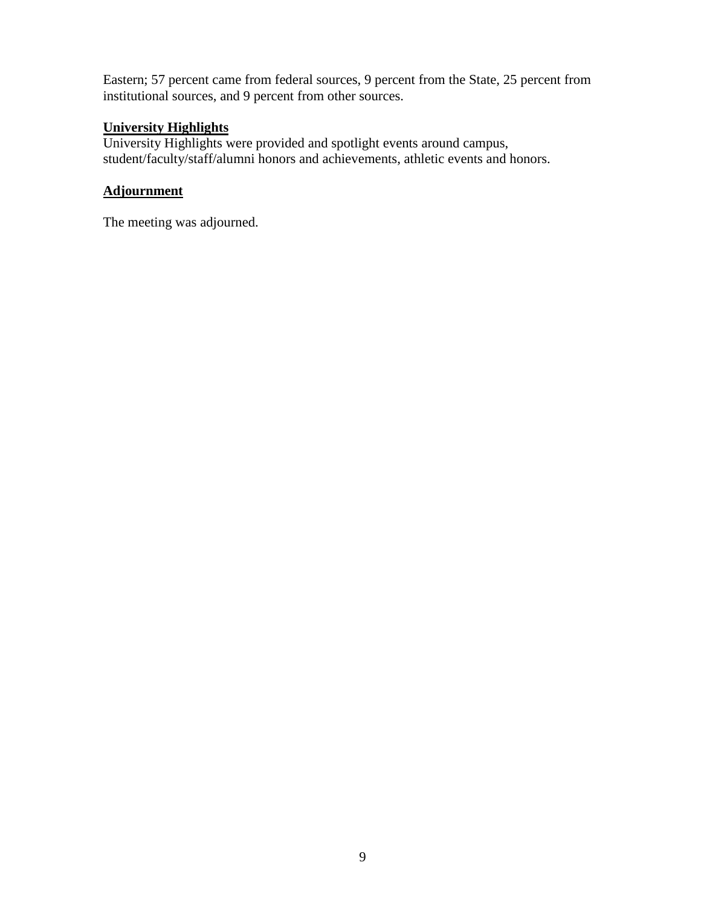Eastern; 57 percent came from federal sources, 9 percent from the State, 25 percent from institutional sources, and 9 percent from other sources.

## University Highlights

University Highlights were provided and spotlight events around campus, student/faculty/staff/alumni honors and achievements, athletic events and honors.

## Adjournment

The meeting was adjourned.